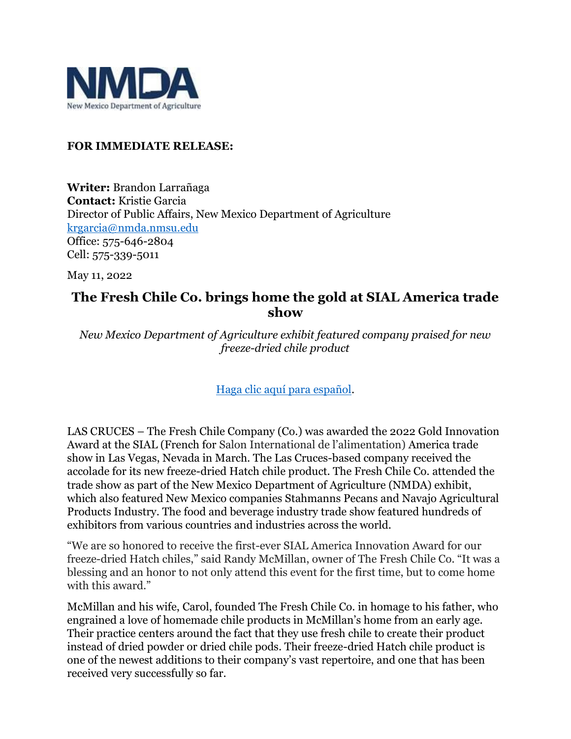NMDA

New Mexico Department of Agriculture

**FOR IMMEDIATE RELEASE:**

**Writer:** Brandon Larrañaga
**Contact:** Kristie Garcia
Director of Public Affairs, New Mexico Department of Agriculture
krgarcia@nmda.nmsu.edu
Office: 575-646-2804
Cell: 575-339-5011

May 11, 2022

# The Fresh Chile Co. brings home the gold at SIAL America trade show

*New Mexico Department of Agriculture exhibit featured company praised for new freeze-dried chile product*

Haga clic aquí para español.

LAS CRUCES – The Fresh Chile Company (Co.) was awarded the 2022 Gold Innovation Award at the SIAL (French for Salon International de l'alimentation) America trade show in Las Vegas, Nevada in March. The Las Cruces-based company received the accolade for its new freeze-dried Hatch chile product. The Fresh Chile Co. attended the trade show as part of the New Mexico Department of Agriculture (NMDA) exhibit, which also featured New Mexico companies Stahmanns Pecans and Navajo Agricultural Products Industry. The food and beverage industry trade show featured hundreds of exhibitors from various countries and industries across the world.

"We are so honored to receive the first-ever SIAL America Innovation Award for our freeze-dried Hatch chiles," said Randy McMillan, owner of The Fresh Chile Co. "It was a blessing and an honor to not only attend this event for the first time, but to come home with this award."

McMillan and his wife, Carol, founded The Fresh Chile Co. in homage to his father, who engrained a love of homemade chile products in McMillan's home from an early age. Their practice centers around the fact that they use fresh chile to create their product instead of dried powder or dried chile pods. Their freeze-dried Hatch chile product is one of the newest additions to their company's vast repertoire, and one that has been received very successfully so far.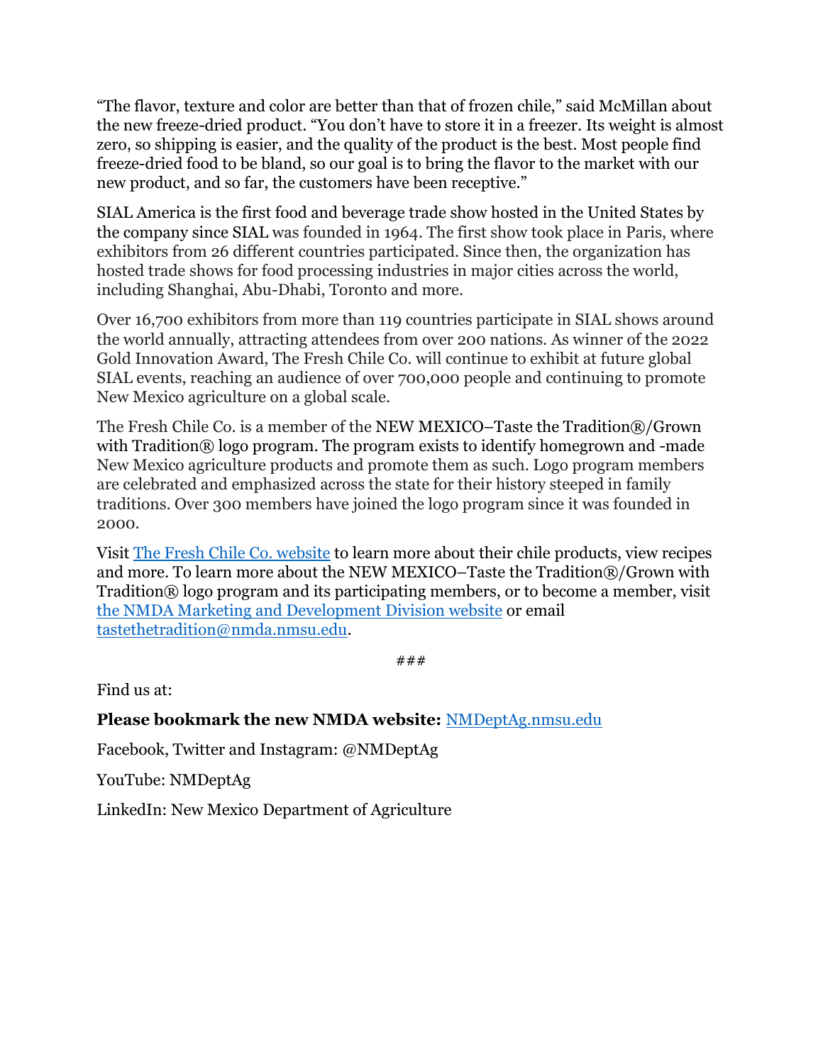"The flavor, texture and color are better than that of frozen chile," said McMillan about the new freeze-dried product. "You don't have to store it in a freezer. Its weight is almost zero, so shipping is easier, and the quality of the product is the best. Most people find freeze-dried food to be bland, so our goal is to bring the flavor to the market with our new product, and so far, the customers have been receptive."

SIAL America is the first food and beverage trade show hosted in the United States by the company since SIAL was founded in 1964. The first show took place in Paris, where exhibitors from 26 different countries participated. Since then, the organization has hosted trade shows for food processing industries in major cities across the world, including Shanghai, Abu-Dhabi, Toronto and more.

Over 16,700 exhibitors from more than 119 countries participate in SIAL shows around the world annually, attracting attendees from over 200 nations. As winner of the 2022 Gold Innovation Award, The Fresh Chile Co. will continue to exhibit at future global SIAL events, reaching an audience of over 700,000 people and continuing to promote New Mexico agriculture on a global scale.

The Fresh Chile Co. is a member of the NEW MEXICO–Taste the Tradition®/Grown with Tradition® logo program. The program exists to identify homegrown and -made New Mexico agriculture products and promote them as such. Logo program members are celebrated and emphasized across the state for their history steeped in family traditions. Over 300 members have joined the logo program since it was founded in 2000.

Visit [The Fresh Chile Co. website]() to learn more about their chile products, view recipes and more. To learn more about the NEW MEXICO–Taste the Tradition®/Grown with Tradition® logo program and its participating members, or to become a member, visit [the NMDA Marketing and Development Division website]() or email [tastethetradition@nmda.nmsu.edu](mailto:tastethetradition@nmda.nmsu.edu).

###

Find us at:

**Please bookmark the new NMDA website:** [NMDeptAg.nmsu.edu]()

Facebook, Twitter and Instagram: @NMDeptAg

YouTube: NMDeptAg

LinkedIn: New Mexico Department of Agriculture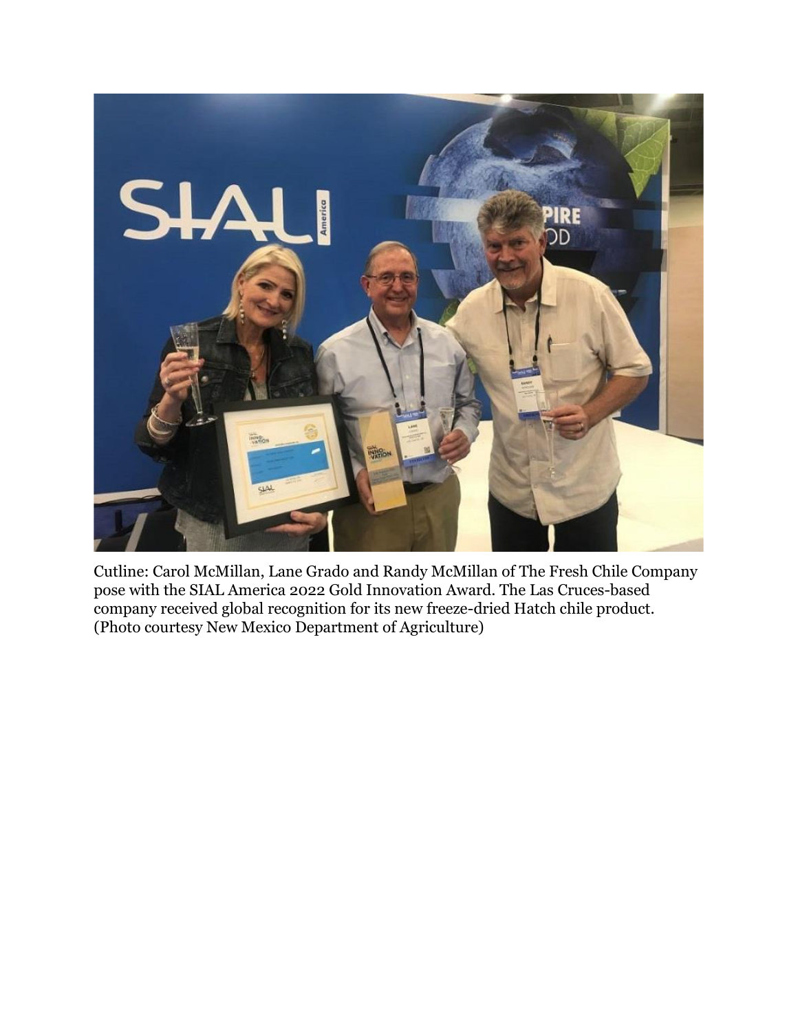Cutline: Carol McMillan, Lane Grado and Randy McMillan of The Fresh Chile Company pose with the SIAL America 2022 Gold Innovation Award. The Las Cruces-based company received global recognition for its new freeze-dried Hatch chile product. (Photo courtesy New Mexico Department of Agriculture)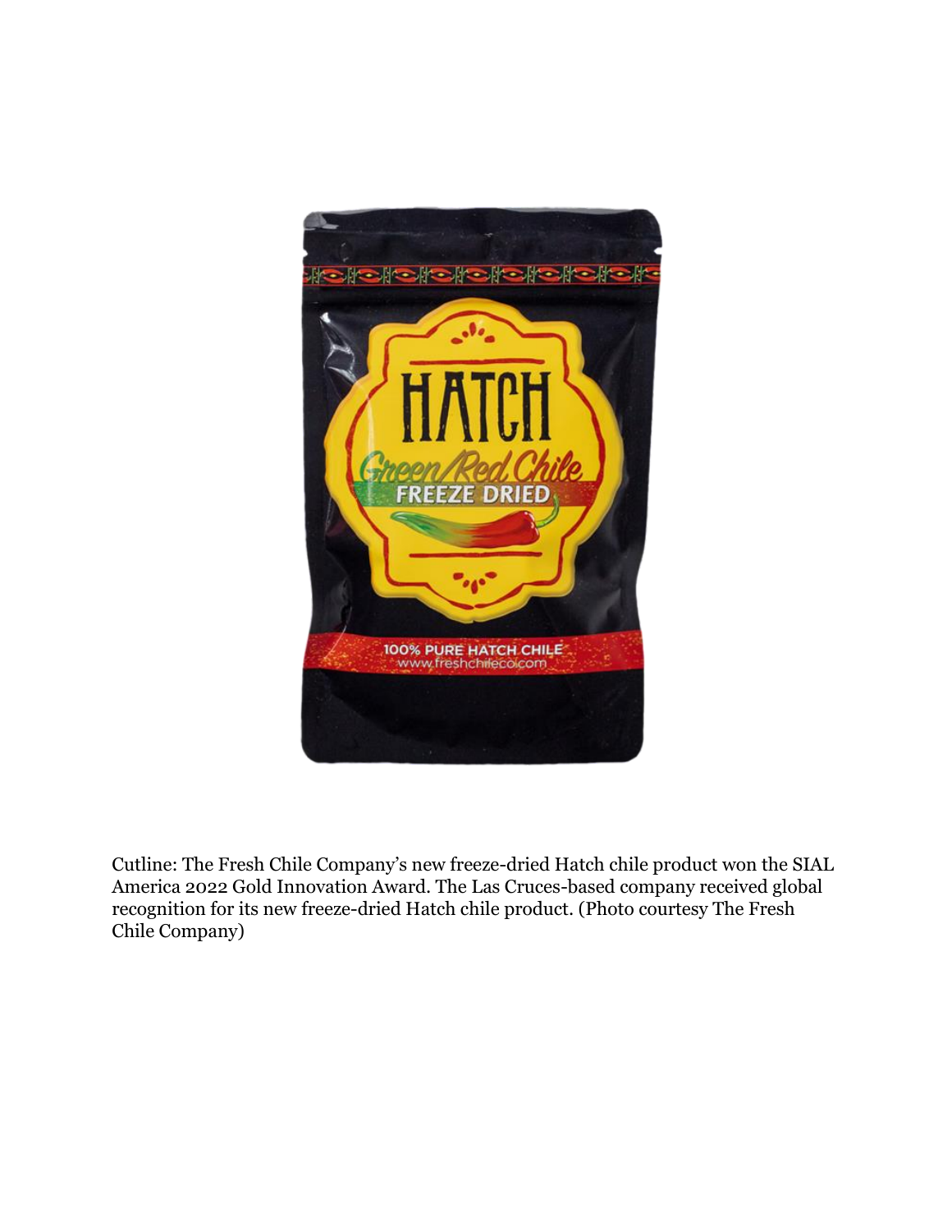Cutline: The Fresh Chile Company's new freeze-dried Hatch chile product won the SIAL America 2022 Gold Innovation Award. The Las Cruces-based company received global recognition for its new freeze-dried Hatch chile product. (Photo courtesy The Fresh Chile Company)